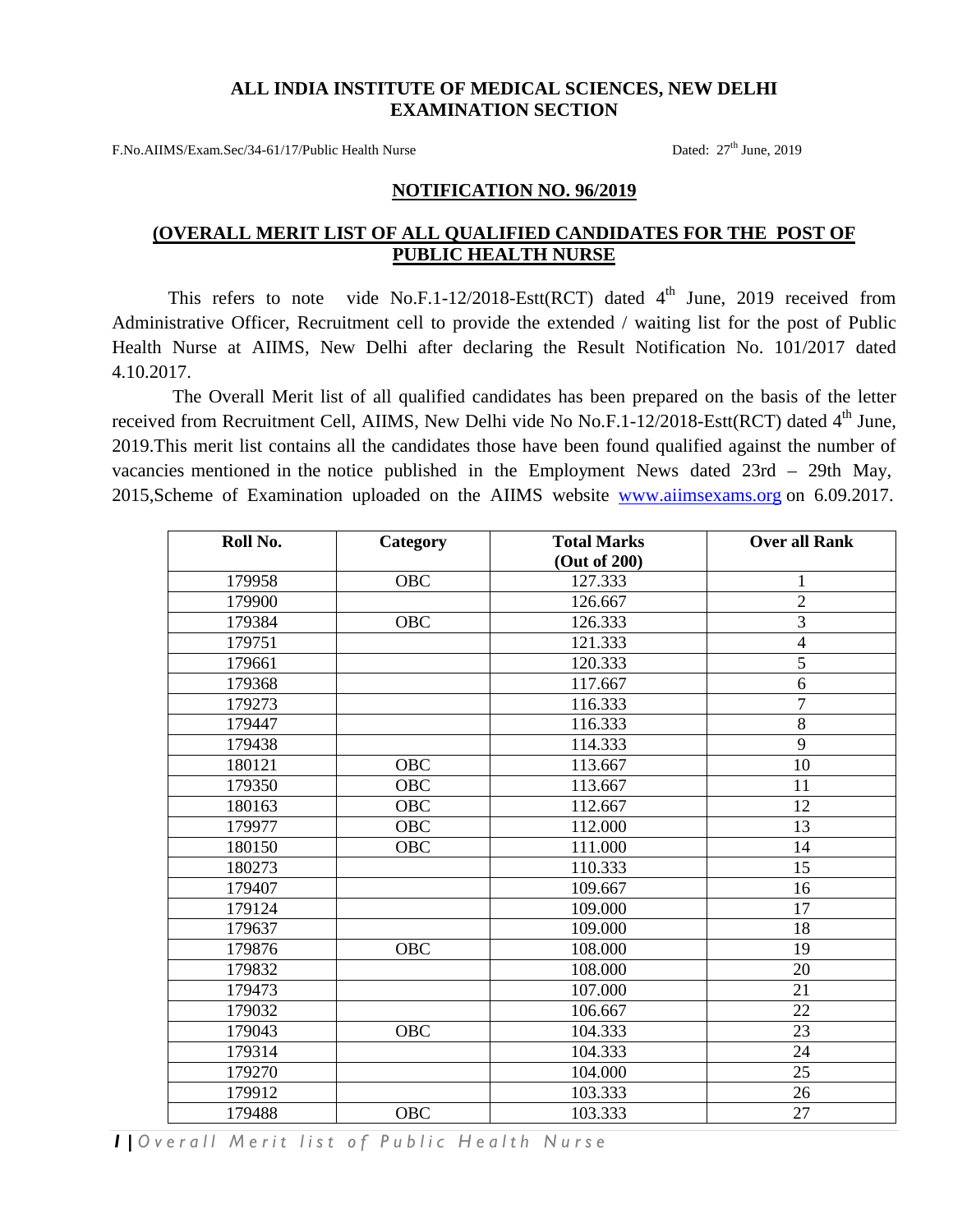**ALL INDIA INSTITUTE OF MEDICAL SCIENCES, NEW DELHI**
**EXAMINATION SECTION**

F.No.AIIMS/Exam.Sec/34-61/17/Public Health Nurse Dated: 27[th] June, 2019

## NOTIFICATION NO. 96/2019

## (OVERALL MERIT LIST OF ALL QUALIFIED CANDIDATES FOR THE POST OF PUBLIC HEALTH NURSE

This refers to note vide No.F.1-12/2018-Estt(RCT) dated 4[th] June, 2019 received from Administrative Officer, Recruitment cell to provide the extended / waiting list for the post of Public Health Nurse at AIIMS, New Delhi after declaring the Result Notification No. 101/2017 dated 4.10.2017.

The Overall Merit list of all qualified candidates has been prepared on the basis of the letter received from Recruitment Cell, AIIMS, New Delhi vide No No.F.1-12/2018-Estt(RCT) dated 4[th] June, 2019.This merit list contains all the candidates those have been found qualified against the number of vacancies mentioned in the notice published in the Employment News dated 23rd – 29th May, 2015,Scheme of Examination uploaded on the AIIMS website www.aiimsexams.org on 6.09.2017.

| Roll No. | Category | Total Marks (Out of 200) | Over all Rank |
|---|---|---|---|
| 179958 | OBC | 127.333 | 1 |
| 179900 | | 126.667 | 2 |
| 179384 | OBC | 126.333 | 3 |
| 179751 | | 121.333 | 4 |
| 179661 | | 120.333 | 5 |
| 179368 | | 117.667 | 6 |
| 179273 | | 116.333 | 7 |
| 179447 | | 116.333 | 8 |
| 179438 | | 114.333 | 9 |
| 180121 | OBC | 113.667 | 10 |
| 179350 | OBC | 113.667 | 11 |
| 180163 | OBC | 112.667 | 12 |
| 179977 | OBC | 112.000 | 13 |
| 180150 | OBC | 111.000 | 14 |
| 180273 | | 110.333 | 15 |
| 179407 | | 109.667 | 16 |
| 179124 | | 109.000 | 17 |
| 179637 | | 109.000 | 18 |
| 179876 | OBC | 108.000 | 19 |
| 179832 | | 108.000 | 20 |
| 179473 | | 107.000 | 21 |
| 179032 | | 106.667 | 22 |
| 179043 | OBC | 104.333 | 23 |
| 179314 | | 104.333 | 24 |
| 179270 | | 104.000 | 25 |
| 179912 | | 103.333 | 26 |
| 179488 | OBC | 103.333 | 27 |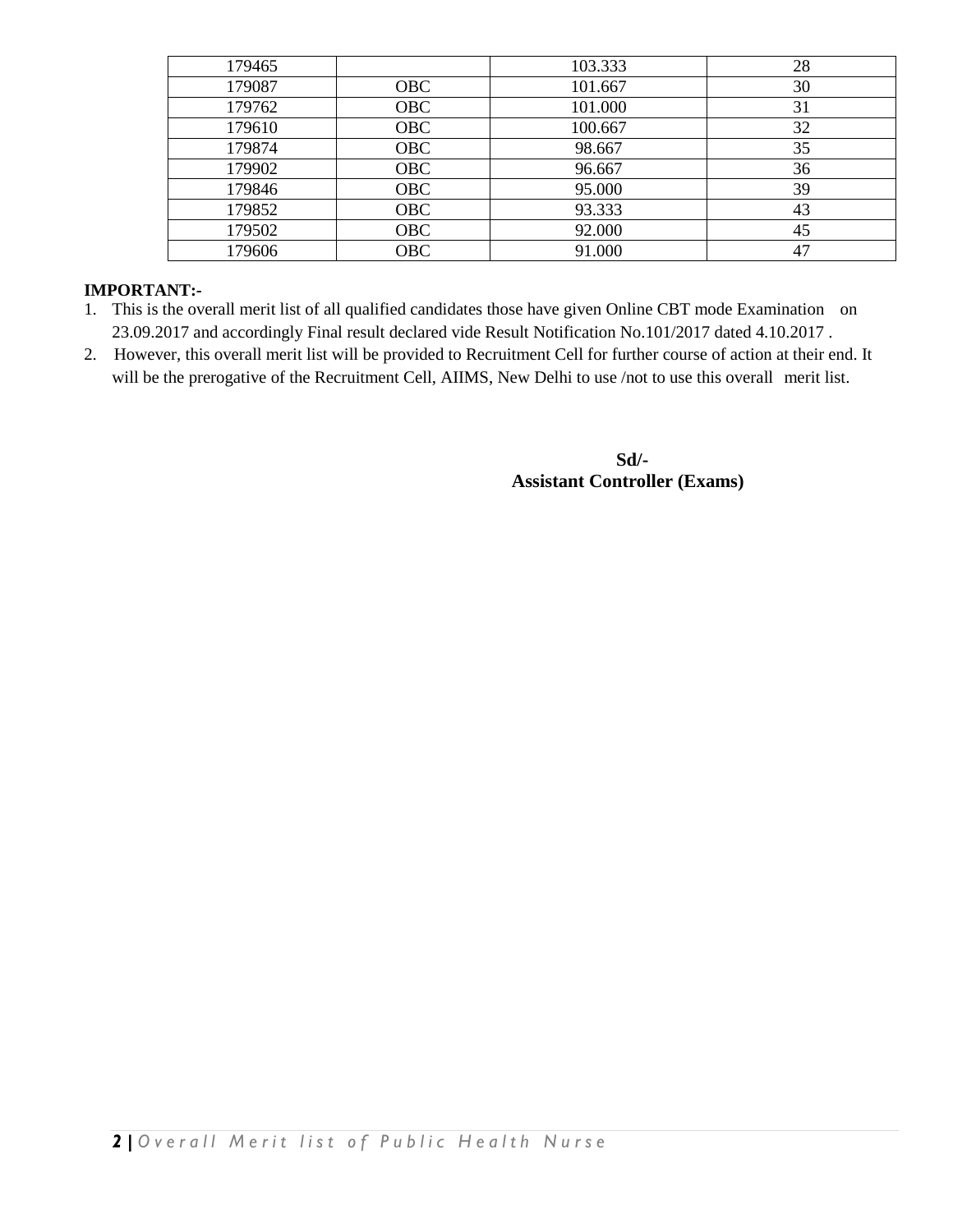| | | | |
|---|---|---|---|
| 179465 | | 103.333 | 28 |
| 179087 | OBC | 101.667 | 30 |
| 179762 | OBC | 101.000 | 31 |
| 179610 | OBC | 100.667 | 32 |
| 179874 | OBC | 98.667 | 35 |
| 179902 | OBC | 96.667 | 36 |
| 179846 | OBC | 95.000 | 39 |
| 179852 | OBC | 93.333 | 43 |
| 179502 | OBC | 92.000 | 45 |
| 179606 | OBC | 91.000 | 47 |

**IMPORTANT:-**

1. This is the overall merit list of all qualified candidates those have given Online CBT mode Examination on 23.09.2017 and accordingly Final result declared vide Result Notification No.101/2017 dated 4.10.2017 .
2. However, this overall merit list will be provided to Recruitment Cell for further course of action at their end. It will be the prerogative of the Recruitment Cell, AIIMS, New Delhi to use /not to use this overall merit list.

**Sd/-**
**Assistant Controller (Exams)**